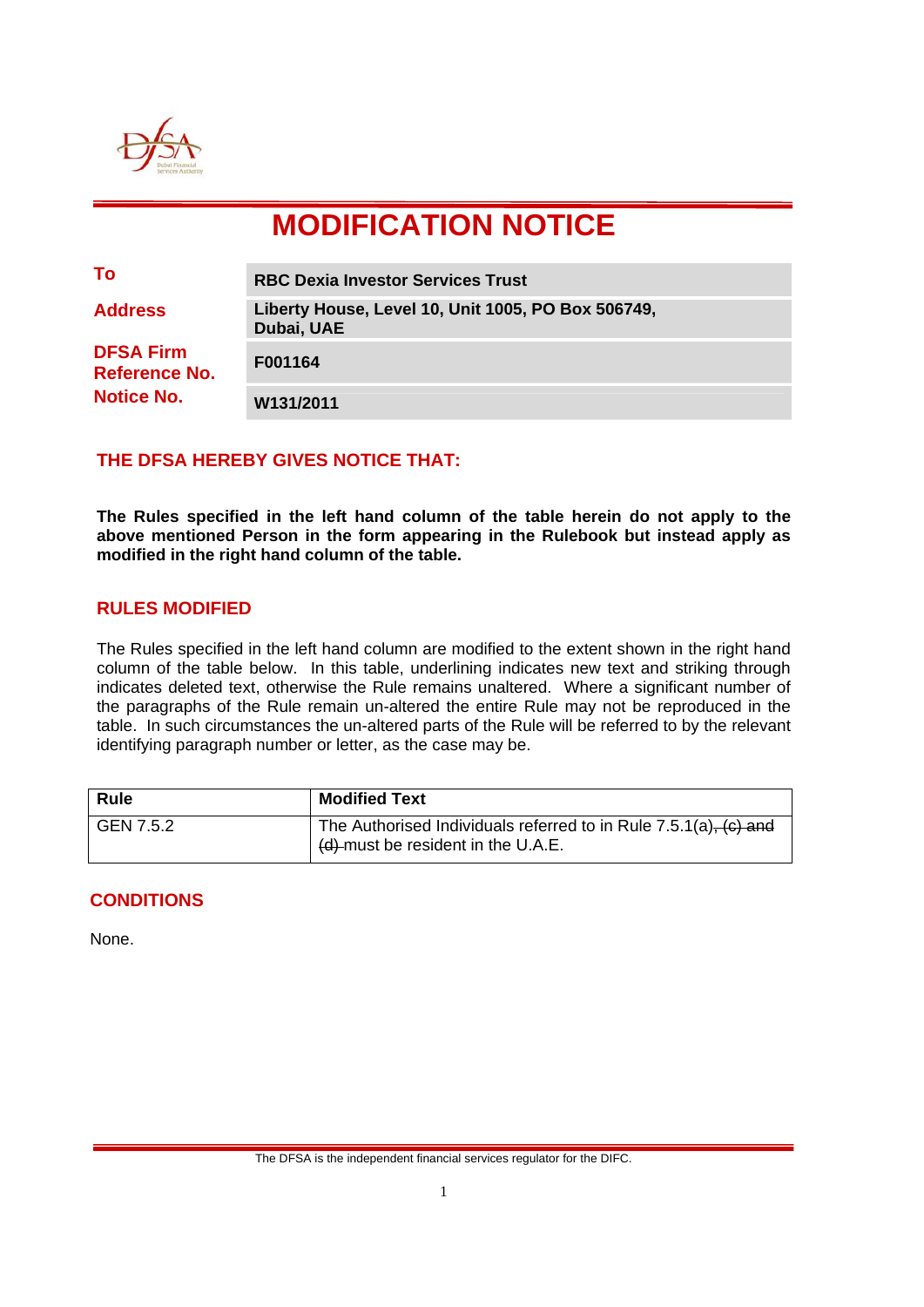# MODIFICATION NOTICE

| | |
|---|---|
| **To** | **RBC Dexia Investor Services Trust** |
| **Address** | **Liberty House, Level 10, Unit 1005, PO Box 506749, Dubai, UAE** |
| **DFSA Firm Reference No.** | **F001164** |
| **Notice No.** | **W131/2011** |

## THE DFSA HEREBY GIVES NOTICE THAT:

**The Rules specified in the left hand column of the table herein do not apply to the above mentioned Person in the form appearing in the Rulebook but instead apply as modified in the right hand column of the table.**

## RULES MODIFIED

The Rules specified in the left hand column are modified to the extent shown in the right hand column of the table below. In this table, underlining indicates new text and striking through indicates deleted text, otherwise the Rule remains unaltered. Where a significant number of the paragraphs of the Rule remain un-altered the entire Rule may not be reproduced in the table. In such circumstances the un-altered parts of the Rule will be referred to by the relevant identifying paragraph number or letter, as the case may be.

| Rule | Modified Text |
|---|---|
| GEN 7.5.2 | The Authorised Individuals referred to in Rule 7.5.1(a)~~, (c) and (d)~~ must be resident in the U.A.E. |

## CONDITIONS

None.

The DFSA is the independent financial services regulator for the DIFC.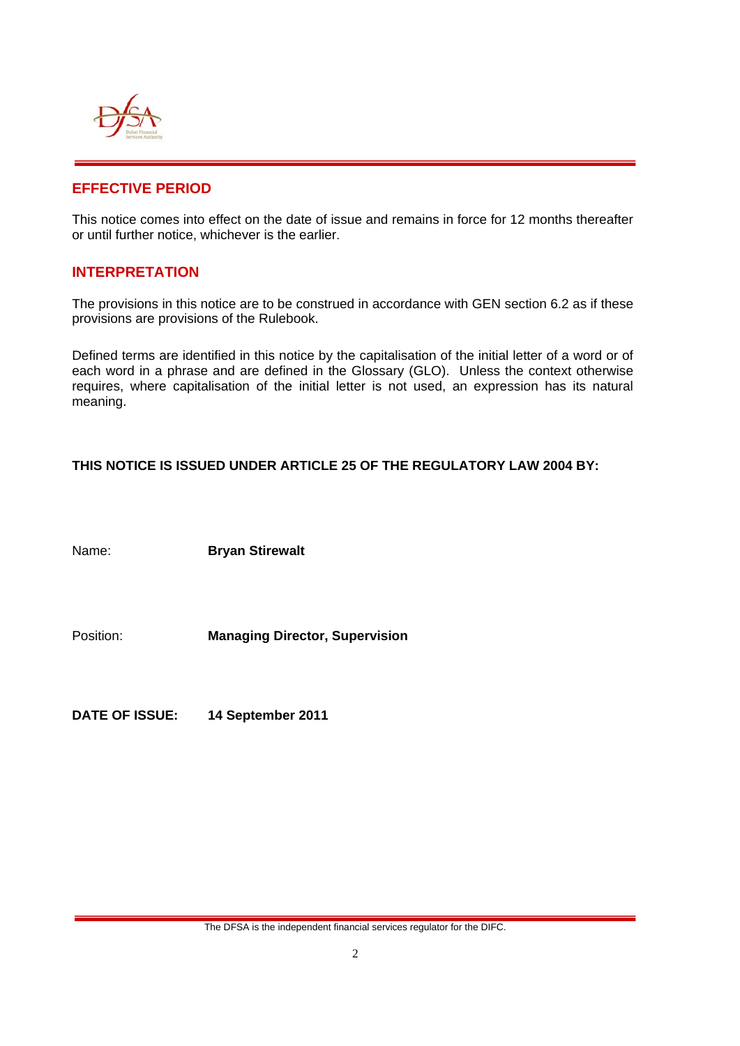## EFFECTIVE PERIOD

This notice comes into effect on the date of issue and remains in force for 12 months thereafter or until further notice, whichever is the earlier.

## INTERPRETATION

The provisions in this notice are to be construed in accordance with GEN section 6.2 as if these provisions are provisions of the Rulebook.

Defined terms are identified in this notice by the capitalisation of the initial letter of a word or of each word in a phrase and are defined in the Glossary (GLO). Unless the context otherwise requires, where capitalisation of the initial letter is not used, an expression has its natural meaning.

**THIS NOTICE IS ISSUED UNDER ARTICLE 25 OF THE REGULATORY LAW 2004 BY:**

Name: **Bryan Stirewalt**

Position: **Managing Director, Supervision**

**DATE OF ISSUE: 14 September 2011**